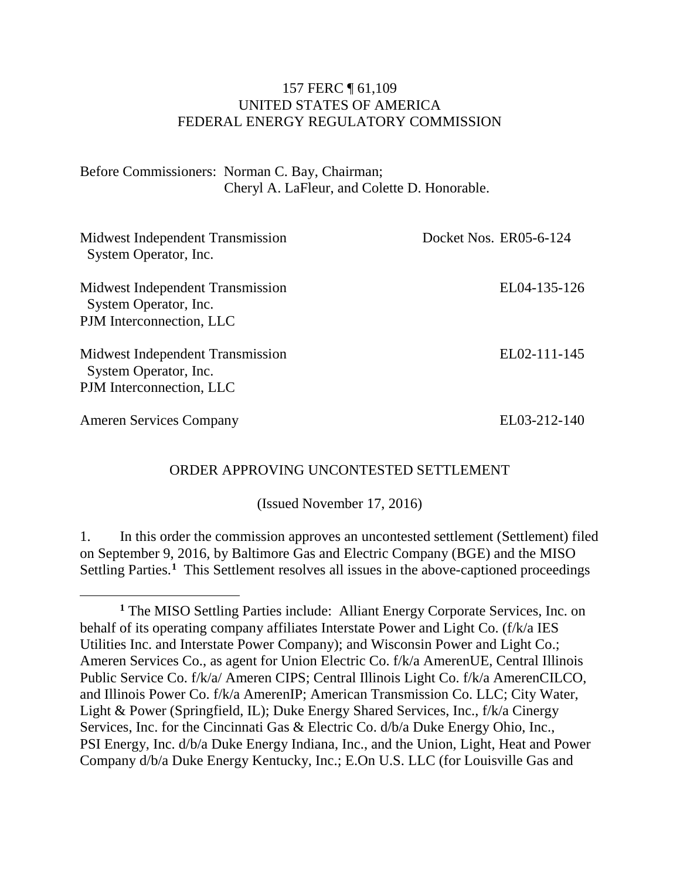157 FERC ¶ 61,109
UNITED STATES OF AMERICA
FEDERAL ENERGY REGULATORY COMMISSION

Before Commissioners: Norman C. Bay, Chairman;
Cheryl A. LaFleur, and Colette D. Honorable.

| | |
|---|---|
| Midwest Independent Transmission System Operator, Inc. | Docket Nos. ER05-6-124 |
| Midwest Independent Transmission System Operator, Inc. PJM Interconnection, LLC | EL04-135-126 |
| Midwest Independent Transmission System Operator, Inc. PJM Interconnection, LLC | EL02-111-145 |
| Ameren Services Company | EL03-212-140 |

ORDER APPROVING UNCONTESTED SETTLEMENT

(Issued November 17, 2016)

1. In this order the commission approves an uncontested settlement (Settlement) filed on September 9, 2016, by Baltimore Gas and Electric Company (BGE) and the MISO Settling Parties.[1] This Settlement resolves all issues in the above-captioned proceedings

[1] The MISO Settling Parties include: Alliant Energy Corporate Services, Inc. on behalf of its operating company affiliates Interstate Power and Light Co. (f/k/a IES Utilities Inc. and Interstate Power Company); and Wisconsin Power and Light Co.; Ameren Services Co., as agent for Union Electric Co. f/k/a AmerenUE, Central Illinois Public Service Co. f/k/a/ Ameren CIPS; Central Illinois Light Co. f/k/a AmerenCILCO, and Illinois Power Co. f/k/a AmerenIP; American Transmission Co. LLC; City Water, Light & Power (Springfield, IL); Duke Energy Shared Services, Inc., f/k/a Cinergy Services, Inc. for the Cincinnati Gas & Electric Co. d/b/a Duke Energy Ohio, Inc., PSI Energy, Inc. d/b/a Duke Energy Indiana, Inc., and the Union, Light, Heat and Power Company d/b/a Duke Energy Kentucky, Inc.; E.On U.S. LLC (for Louisville Gas and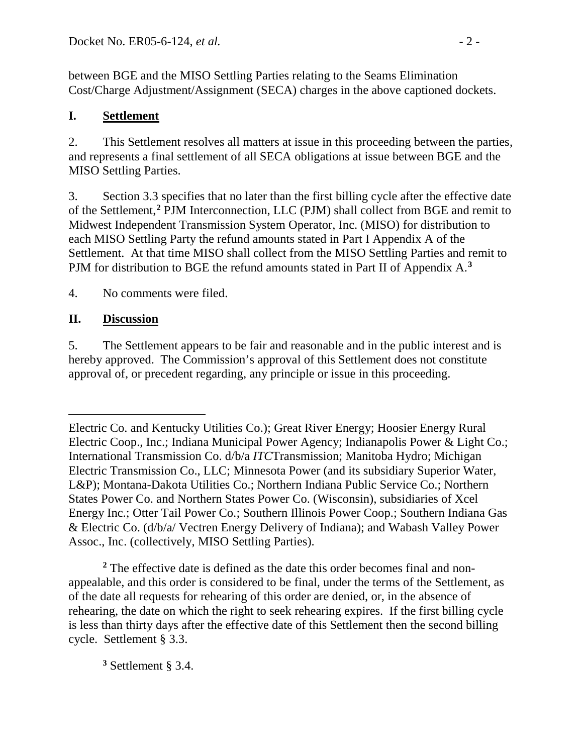between BGE and the MISO Settling Parties relating to the Seams Elimination Cost/Charge Adjustment/Assignment (SECA) charges in the above captioned dockets.

## I. Settlement

2. This Settlement resolves all matters at issue in this proceeding between the parties, and represents a final settlement of all SECA obligations at issue between BGE and the MISO Settling Parties.

3. Section 3.3 specifies that no later than the first billing cycle after the effective date of the Settlement,[2] PJM Interconnection, LLC (PJM) shall collect from BGE and remit to Midwest Independent Transmission System Operator, Inc. (MISO) for distribution to each MISO Settling Party the refund amounts stated in Part I Appendix A of the Settlement. At that time MISO shall collect from the MISO Settling Parties and remit to PJM for distribution to BGE the refund amounts stated in Part II of Appendix A.[3]

4. No comments were filed.

## II. Discussion

5. The Settlement appears to be fair and reasonable and in the public interest and is hereby approved. The Commission's approval of this Settlement does not constitute approval of, or precedent regarding, any principle or issue in this proceeding.

---

Electric Co. and Kentucky Utilities Co.); Great River Energy; Hoosier Energy Rural Electric Coop., Inc.; Indiana Municipal Power Agency; Indianapolis Power & Light Co.; International Transmission Co. d/b/a *ITC*Transmission; Manitoba Hydro; Michigan Electric Transmission Co., LLC; Minnesota Power (and its subsidiary Superior Water, L&P); Montana-Dakota Utilities Co.; Northern Indiana Public Service Co.; Northern States Power Co. and Northern States Power Co. (Wisconsin), subsidiaries of Xcel Energy Inc.; Otter Tail Power Co.; Southern Illinois Power Coop.; Southern Indiana Gas & Electric Co. (d/b/a/ Vectren Energy Delivery of Indiana); and Wabash Valley Power Assoc., Inc. (collectively, MISO Settling Parties).

[2] The effective date is defined as the date this order becomes final and non-appealable, and this order is considered to be final, under the terms of the Settlement, as of the date all requests for rehearing of this order are denied, or, in the absence of rehearing, the date on which the right to seek rehearing expires. If the first billing cycle is less than thirty days after the effective date of this Settlement then the second billing cycle. Settlement § 3.3.

[3] Settlement § 3.4.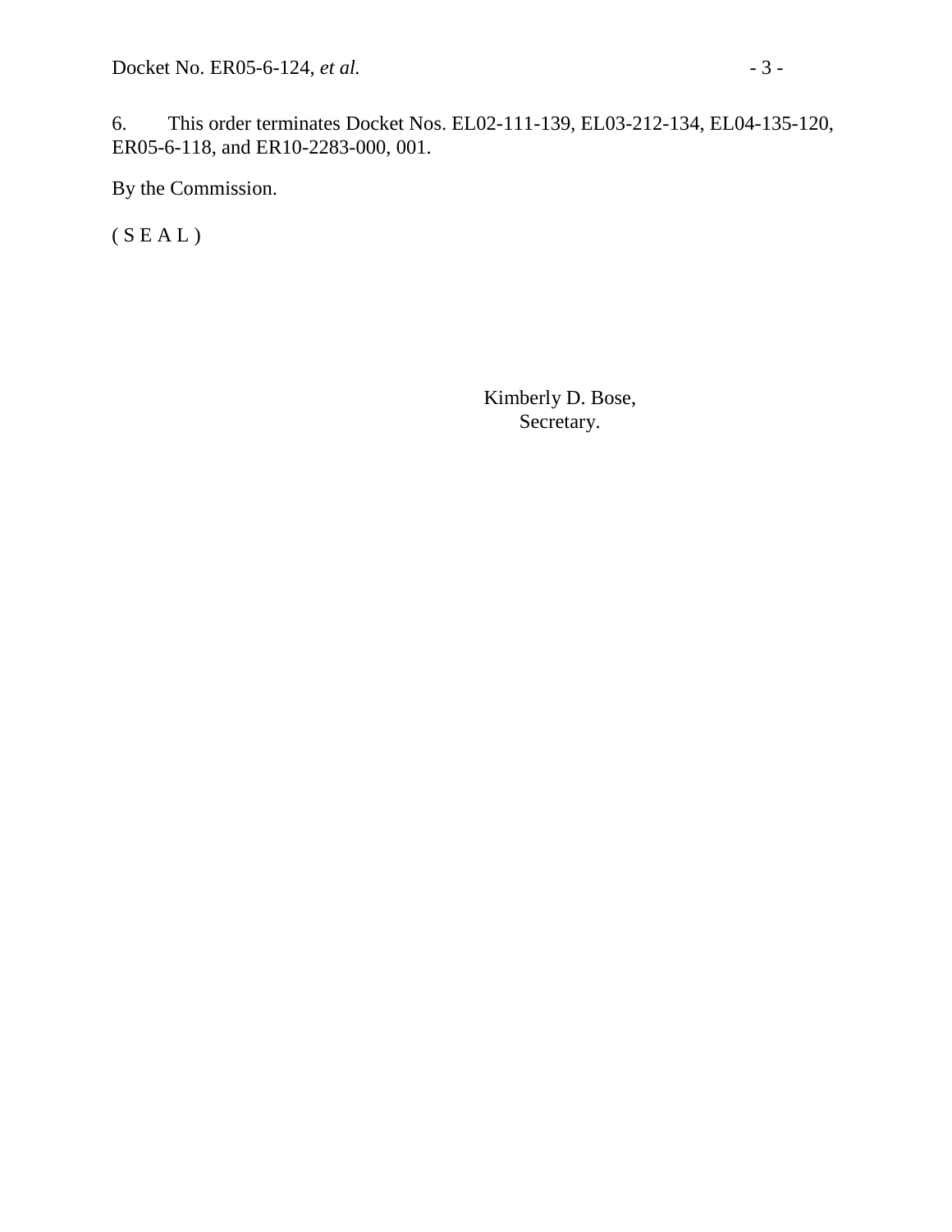6. This order terminates Docket Nos. EL02-111-139, EL03-212-134, EL04-135-120, ER05-6-118, and ER10-2283-000, 001.

By the Commission.

( S E A L )

Kimberly D. Bose,
Secretary.